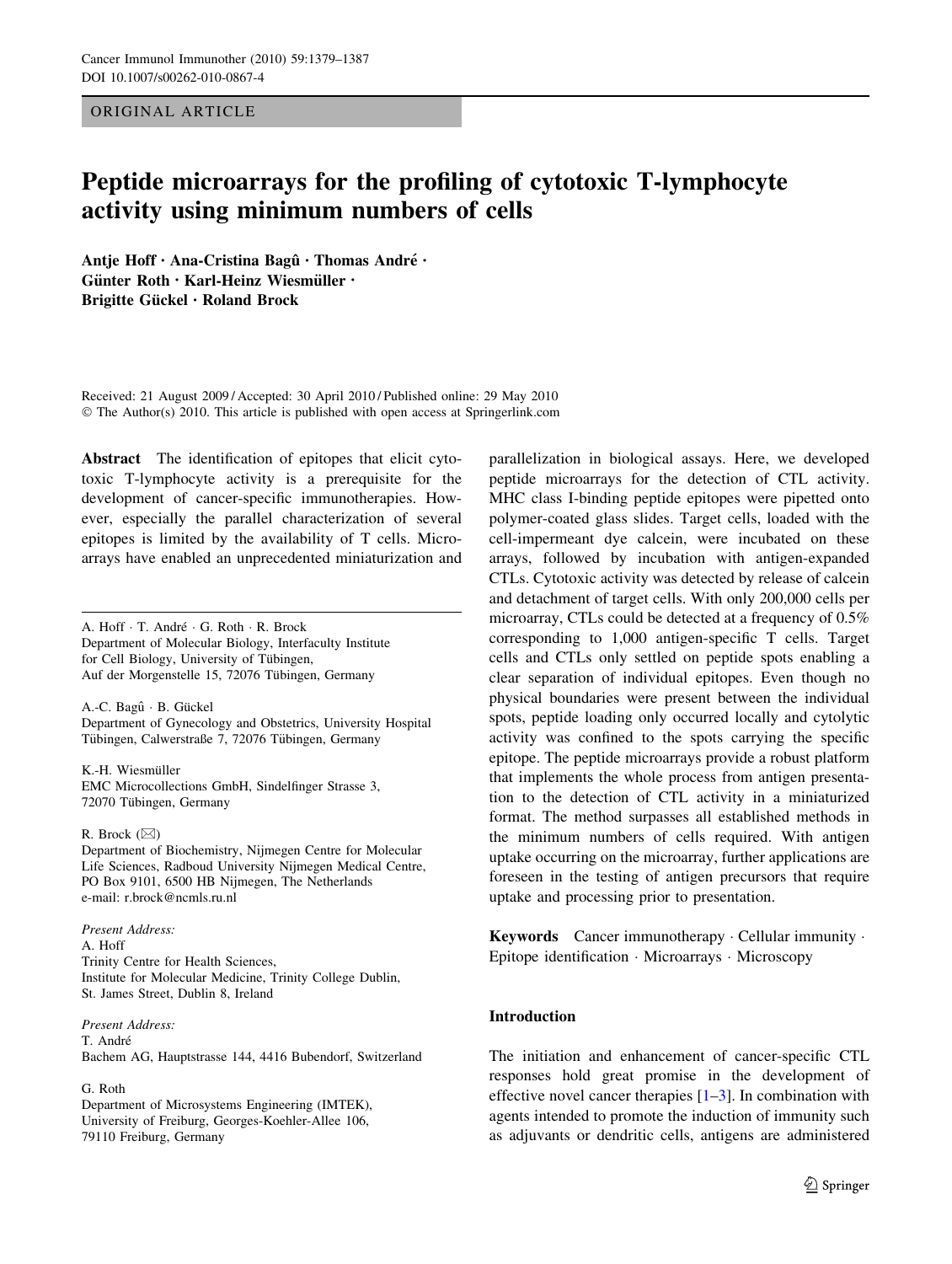ORIGINAL ARTICLE

# Peptide microarrays for the profiling of cytotoxic T-lymphocyte activity using minimum numbers of cells

**Antje Hoff · Ana-Cristina Bagû · Thomas André · Günter Roth · Karl-Heinz Wiesmüller · Brigitte Gückel · Roland Brock**

Received: 21 August 2009 / Accepted: 30 April 2010 / Published online: 29 May 2010
© The Author(s) 2010. This article is published with open access at Springerlink.com

**Abstract** The identification of epitopes that elicit cytotoxic T-lymphocyte activity is a prerequisite for the development of cancer-specific immunotherapies. However, especially the parallel characterization of several epitopes is limited by the availability of T cells. Microarrays have enabled an unprecedented miniaturization and parallelization in biological assays. Here, we developed peptide microarrays for the detection of CTL activity. MHC class I-binding peptide epitopes were pipetted onto polymer-coated glass slides. Target cells, loaded with the cell-impermeant dye calcein, were incubated on these arrays, followed by incubation with antigen-expanded CTLs. Cytotoxic activity was detected by release of calcein and detachment of target cells. With only 200,000 cells per microarray, CTLs could be detected at a frequency of 0.5% corresponding to 1,000 antigen-specific T cells. Target cells and CTLs only settled on peptide spots enabling a clear separation of individual epitopes. Even though no physical boundaries were present between the individual spots, peptide loading only occurred locally and cytolytic activity was confined to the spots carrying the specific epitope. The peptide microarrays provide a robust platform that implements the whole process from antigen presentation to the detection of CTL activity in a miniaturized format. The method surpasses all established methods in the minimum numbers of cells required. With antigen uptake occurring on the microarray, further applications are foreseen in the testing of antigen precursors that require uptake and processing prior to presentation.

**Keywords** Cancer immunotherapy · Cellular immunity · Epitope identification · Microarrays · Microscopy

---

A. Hoff · T. André · G. Roth · R. Brock
Department of Molecular Biology, Interfaculty Institute for Cell Biology, University of Tübingen, Auf der Morgenstelle 15, 72076 Tübingen, Germany

A.-C. Bagû · B. Gückel
Department of Gynecology and Obstetrics, University Hospital Tübingen, Calwerstraße 7, 72076 Tübingen, Germany

K.-H. Wiesmüller
EMC Microcollections GmbH, Sindelfinger Strasse 3, 72070 Tübingen, Germany

R. Brock (✉)
Department of Biochemistry, Nijmegen Centre for Molecular Life Sciences, Radboud University Nijmegen Medical Centre, PO Box 9101, 6500 HB Nijmegen, The Netherlands
e-mail: r.brock@ncmls.ru.nl

*Present Address:*
A. Hoff
Trinity Centre for Health Sciences, Institute for Molecular Medicine, Trinity College Dublin, St. James Street, Dublin 8, Ireland

*Present Address:*
T. André
Bachem AG, Hauptstrasse 144, 4416 Bubendorf, Switzerland

G. Roth
Department of Microsystems Engineering (IMTEK), University of Freiburg, Georges-Koehler-Allee 106, 79110 Freiburg, Germany

---

## Introduction

The initiation and enhancement of cancer-specific CTL responses hold great promise in the development of effective novel cancer therapies [1–3]. In combination with agents intended to promote the induction of immunity such as adjuvants or dendritic cells, antigens are administered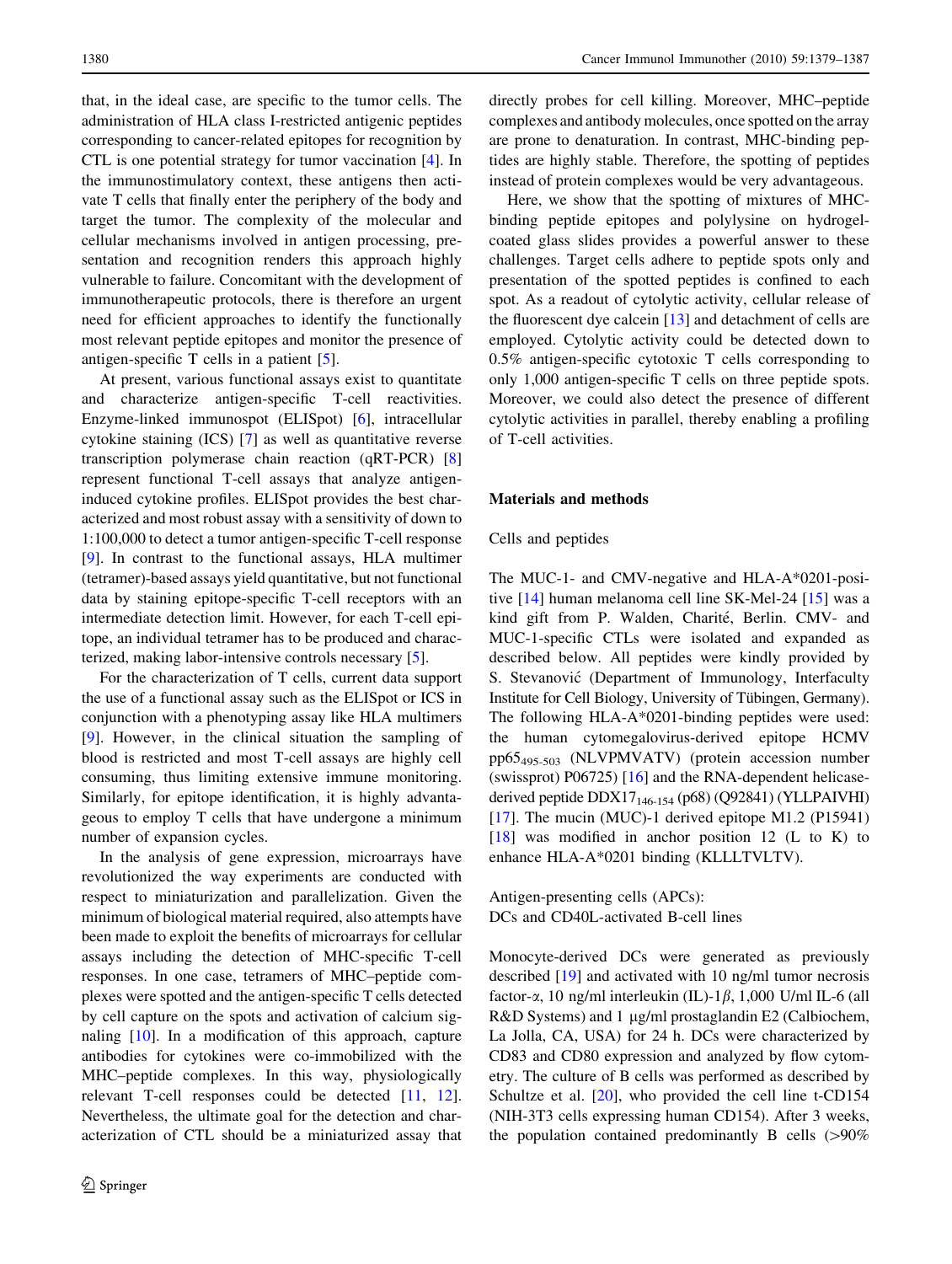that, in the ideal case, are specific to the tumor cells. The administration of HLA class I-restricted antigenic peptides corresponding to cancer-related epitopes for recognition by CTL is one potential strategy for tumor vaccination [4]. In the immunostimulatory context, these antigens then activate T cells that finally enter the periphery of the body and target the tumor. The complexity of the molecular and cellular mechanisms involved in antigen processing, presentation and recognition renders this approach highly vulnerable to failure. Concomitant with the development of immunotherapeutic protocols, there is therefore an urgent need for efficient approaches to identify the functionally most relevant peptide epitopes and monitor the presence of antigen-specific T cells in a patient [5].

At present, various functional assays exist to quantitate and characterize antigen-specific T-cell reactivities. Enzyme-linked immunospot (ELISpot) [6], intracellular cytokine staining (ICS) [7] as well as quantitative reverse transcription polymerase chain reaction (qRT-PCR) [8] represent functional T-cell assays that analyze antigen-induced cytokine profiles. ELISpot provides the best characterized and most robust assay with a sensitivity of down to 1:100,000 to detect a tumor antigen-specific T-cell response [9]. In contrast to the functional assays, HLA multimer (tetramer)-based assays yield quantitative, but not functional data by staining epitope-specific T-cell receptors with an intermediate detection limit. However, for each T-cell epitope, an individual tetramer has to be produced and characterized, making labor-intensive controls necessary [5].

For the characterization of T cells, current data support the use of a functional assay such as the ELISpot or ICS in conjunction with a phenotyping assay like HLA multimers [9]. However, in the clinical situation the sampling of blood is restricted and most T-cell assays are highly cell consuming, thus limiting extensive immune monitoring. Similarly, for epitope identification, it is highly advantageous to employ T cells that have undergone a minimum number of expansion cycles.

In the analysis of gene expression, microarrays have revolutionized the way experiments are conducted with respect to miniaturization and parallelization. Given the minimum of biological material required, also attempts have been made to exploit the benefits of microarrays for cellular assays including the detection of MHC-specific T-cell responses. In one case, tetramers of MHC–peptide complexes were spotted and the antigen-specific T cells detected by cell capture on the spots and activation of calcium signaling [10]. In a modification of this approach, capture antibodies for cytokines were co-immobilized with the MHC–peptide complexes. In this way, physiologically relevant T-cell responses could be detected [11, 12]. Nevertheless, the ultimate goal for the detection and characterization of CTL should be a miniaturized assay that directly probes for cell killing. Moreover, MHC–peptide complexes and antibody molecules, once spotted on the array are prone to denaturation. In contrast, MHC-binding peptides are highly stable. Therefore, the spotting of peptides instead of protein complexes would be very advantageous.

Here, we show that the spotting of mixtures of MHC-binding peptide epitopes and polylysine on hydrogel-coated glass slides provides a powerful answer to these challenges. Target cells adhere to peptide spots only and presentation of the spotted peptides is confined to each spot. As a readout of cytolytic activity, cellular release of the fluorescent dye calcein [13] and detachment of cells are employed. Cytolytic activity could be detected down to 0.5% antigen-specific cytotoxic T cells corresponding to only 1,000 antigen-specific T cells on three peptide spots. Moreover, we could also detect the presence of different cytolytic activities in parallel, thereby enabling a profiling of T-cell activities.

## Materials and methods

### Cells and peptides

The MUC-1- and CMV-negative and HLA-A*0201-positive [14] human melanoma cell line SK-Mel-24 [15] was a kind gift from P. Walden, Charité, Berlin. CMV- and MUC-1-specific CTLs were isolated and expanded as described below. All peptides were kindly provided by S. Stevanović (Department of Immunology, Interfaculty Institute for Cell Biology, University of Tübingen, Germany). The following HLA-A*0201-binding peptides were used: the human cytomegalovirus-derived epitope HCMV $pp65_{495\text{-}503}$ (NLVPMVATV) (protein accession number (swissprot) P06725) [16] and the RNA-dependent helicase-derived peptide $DDX17_{146\text{-}154}$ (p68) (Q92841) (YLLPAIVHI) [17]. The mucin (MUC)-1 derived epitope M1.2 (P15941) [18] was modified in anchor position 12 (L to K) to enhance HLA-A*0201 binding (KLLLTVLTV).

### Antigen-presenting cells (APCs): DCs and CD40L-activated B-cell lines

Monocyte-derived DCs were generated as previously described [19] and activated with 10 ng/ml tumor necrosis factor-α, 10 ng/ml interleukin (IL)-1β, 1,000 U/ml IL-6 (all R&D Systems) and 1 μg/ml prostaglandin E2 (Calbiochem, La Jolla, CA, USA) for 24 h. DCs were characterized by CD83 and CD80 expression and analyzed by flow cytometry. The culture of B cells was performed as described by Schultze et al. [20], who provided the cell line t-CD154 (NIH-3T3 cells expressing human CD154). After 3 weeks, the population contained predominantly B cells (>90%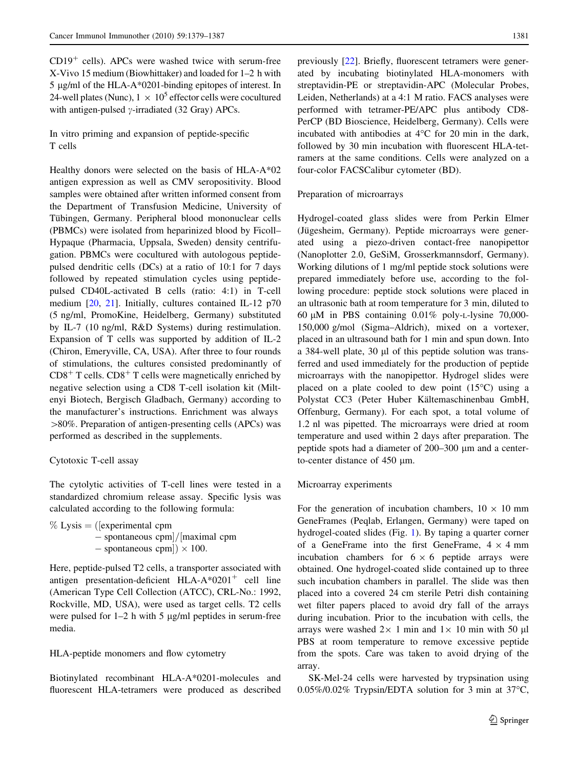$CD19^+$ cells). APCs were washed twice with serum-free X-Vivo 15 medium (Biowhittaker) and loaded for 1–2 h with 5 μg/ml of the HLA-A*0201-binding epitopes of interest. In 24-well plates (Nunc), $1 \times 10^5$ effector cells were cocultured with antigen-pulsed γ-irradiated (32 Gray) APCs.

### In vitro priming and expansion of peptide-specific T cells

Healthy donors were selected on the basis of HLA-A*02 antigen expression as well as CMV seropositivity. Blood samples were obtained after written informed consent from the Department of Transfusion Medicine, University of Tübingen, Germany. Peripheral blood mononuclear cells (PBMCs) were isolated from heparinized blood by Ficoll–Hypaque (Pharmacia, Uppsala, Sweden) density centrifugation. PBMCs were cocultured with autologous peptide-pulsed dendritic cells (DCs) at a ratio of 10:1 for 7 days followed by repeated stimulation cycles using peptide-pulsed CD40L-activated B cells (ratio: 4:1) in T-cell medium [20, 21]. Initially, cultures contained IL-12 p70 (5 ng/ml, PromoKine, Heidelberg, Germany) substituted by IL-7 (10 ng/ml, R&D Systems) during restimulation. Expansion of T cells was supported by addition of IL-2 (Chiron, Emeryville, CA, USA). After three to four rounds of stimulations, the cultures consisted predominantly of $CD8^+$ T cells. $CD8^+$ T cells were magnetically enriched by negative selection using a CD8 T-cell isolation kit (Miltenyi Biotech, Bergisch Gladbach, Germany) according to the manufacturer's instructions. Enrichment was always >80%. Preparation of antigen-presenting cells (APCs) was performed as described in the supplements.

### Cytotoxic T-cell assay

The cytolytic activities of T-cell lines were tested in a standardized chromium release assay. Specific lysis was calculated according to the following formula:

$$\%\,\text{Lysis} = ([\text{experimental cpm} - \text{spontaneous cpm}]/[\text{maximal cpm} - \text{spontaneous cpm}]) \times 100.$$

Here, peptide-pulsed T2 cells, a transporter associated with antigen presentation-deficient HLA-A*$0201^+$ cell line (American Type Cell Collection (ATCC), CRL-No.: 1992, Rockville, MD, USA), were used as target cells. T2 cells were pulsed for 1–2 h with 5 μg/ml peptides in serum-free media.

### HLA-peptide monomers and flow cytometry

Biotinylated recombinant HLA-A*0201-molecules and fluorescent HLA-tetramers were produced as described previously [22]. Briefly, fluorescent tetramers were generated by incubating biotinylated HLA-monomers with streptavidin-PE or streptavidin-APC (Molecular Probes, Leiden, Netherlands) at a 4:1 M ratio. FACS analyses were performed with tetramer-PE/APC plus antibody CD8-PerCP (BD Bioscience, Heidelberg, Germany). Cells were incubated with antibodies at 4°C for 20 min in the dark, followed by 30 min incubation with fluorescent HLA-tetramers at the same conditions. Cells were analyzed on a four-color FACSCalibur cytometer (BD).

### Preparation of microarrays

Hydrogel-coated glass slides were from Perkin Elmer (Jügesheim, Germany). Peptide microarrays were generated using a piezo-driven contact-free nanopipettor (Nanoplotter 2.0, GeSiM, Grosserkmannsdorf, Germany). Working dilutions of 1 mg/ml peptide stock solutions were prepared immediately before use, according to the following procedure: peptide stock solutions were placed in an ultrasonic bath at room temperature for 3 min, diluted to 60 μM in PBS containing 0.01% poly-L-lysine 70,000-150,000 g/mol (Sigma–Aldrich), mixed on a vortexer, placed in an ultrasound bath for 1 min and spun down. Into a 384-well plate, 30 μl of this peptide solution was transferred and used immediately for the production of peptide microarrays with the nanopipettor. Hydrogel slides were placed on a plate cooled to dew point (15°C) using a Polystat CC3 (Peter Huber Kältemaschinenbau GmbH, Offenburg, Germany). For each spot, a total volume of 1.2 nl was pipetted. The microarrays were dried at room temperature and used within 2 days after preparation. The peptide spots had a diameter of 200–300 μm and a center-to-center distance of 450 μm.

### Microarray experiments

For the generation of incubation chambers, 10 × 10 mm GeneFrames (Peqlab, Erlangen, Germany) were taped on hydrogel-coated slides (Fig. 1). By taping a quarter corner of a GeneFrame into the first GeneFrame, 4 × 4 mm incubation chambers for 6 × 6 peptide arrays were obtained. One hydrogel-coated slide contained up to three such incubation chambers in parallel. The slide was then placed into a covered 24 cm sterile Petri dish containing wet filter papers placed to avoid dry fall of the arrays during incubation. Prior to the incubation with cells, the arrays were washed 2× 1 min and 1× 10 min with 50 μl PBS at room temperature to remove excessive peptide from the spots. Care was taken to avoid drying of the array.

SK-Mel-24 cells were harvested by trypsination using 0.05%/0.02% Trypsin/EDTA solution for 3 min at 37°C,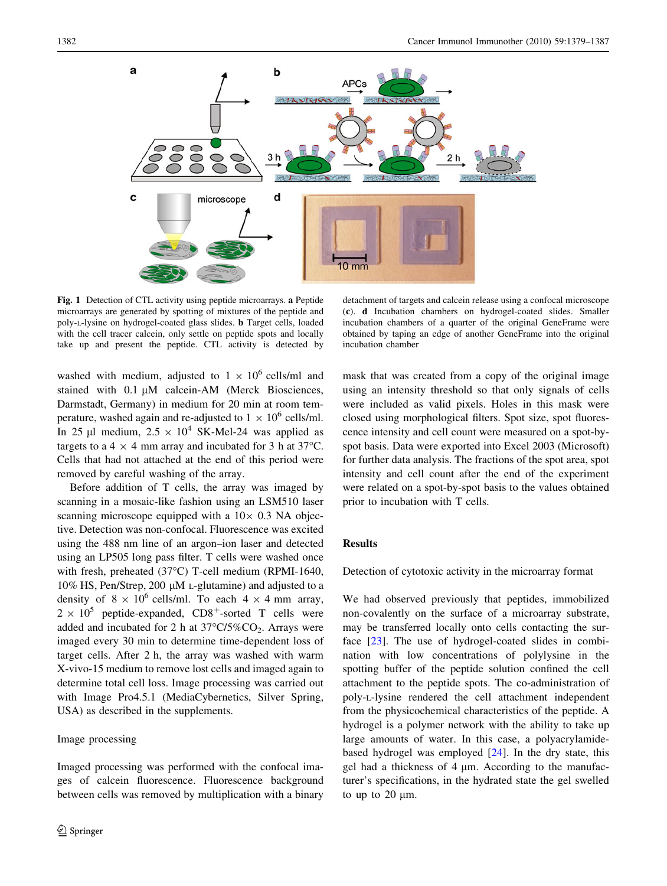**Fig. 1** Detection of CTL activity using peptide microarrays. **a** Peptide microarrays are generated by spotting of mixtures of the peptide and poly-L-lysine on hydrogel-coated glass slides. **b** Target cells, loaded with the cell tracer calcein, only settle on peptide spots and locally take up and present the peptide. CTL activity is detected by detachment of targets and calcein release using a confocal microscope (**c**). **d** Incubation chambers on hydrogel-coated slides. Smaller incubation chambers of a quarter of the original GeneFrame were obtained by taping an edge of another GeneFrame into the original incubation chamber

washed with medium, adjusted to $1 \times 10^6$ cells/ml and stained with 0.1 μM calcein-AM (Merck Biosciences, Darmstadt, Germany) in medium for 20 min at room temperature, washed again and re-adjusted to $1 \times 10^6$ cells/ml. In 25 μl medium, $2.5 \times 10^4$ SK-Mel-24 was applied as targets to a 4 × 4 mm array and incubated for 3 h at 37°C. Cells that had not attached at the end of this period were removed by careful washing of the array.

Before addition of T cells, the array was imaged by scanning in a mosaic-like fashion using an LSM510 laser scanning microscope equipped with a 10× 0.3 NA objective. Detection was non-confocal. Fluorescence was excited using the 488 nm line of an argon–ion laser and detected using an LP505 long pass filter. T cells were washed once with fresh, preheated (37°C) T-cell medium (RPMI-1640, 10% HS, Pen/Strep, 200 μM L-glutamine) and adjusted to a density of $8 \times 10^6$ cells/ml. To each 4 × 4 mm array, $2 \times 10^5$ peptide-expanded, $CD8^+$-sorted T cells were added and incubated for 2 h at 37°C/5%$CO_2$. Arrays were imaged every 30 min to determine time-dependent loss of target cells. After 2 h, the array was washed with warm X-vivo-15 medium to remove lost cells and imaged again to determine total cell loss. Image processing was carried out with Image Pro4.5.1 (MediaCybernetics, Silver Spring, USA) as described in the supplements.

### Image processing

Imaged processing was performed with the confocal images of calcein fluorescence. Fluorescence background between cells was removed by multiplication with a binary mask that was created from a copy of the original image using an intensity threshold so that only signals of cells were included as valid pixels. Holes in this mask were closed using morphological filters. Spot size, spot fluorescence intensity and cell count were measured on a spot-by-spot basis. Data were exported into Excel 2003 (Microsoft) for further data analysis. The fractions of the spot area, spot intensity and cell count after the end of the experiment were related on a spot-by-spot basis to the values obtained prior to incubation with T cells.

## Results

### Detection of cytotoxic activity in the microarray format

We had observed previously that peptides, immobilized non-covalently on the surface of a microarray substrate, may be transferred locally onto cells contacting the surface [23]. The use of hydrogel-coated slides in combination with low concentrations of polylysine in the spotting buffer of the peptide solution confined the cell attachment to the peptide spots. The co-administration of poly-L-lysine rendered the cell attachment independent from the physicochemical characteristics of the peptide. A hydrogel is a polymer network with the ability to take up large amounts of water. In this case, a polyacrylamide-based hydrogel was employed [24]. In the dry state, this gel had a thickness of 4 μm. According to the manufacturer's specifications, in the hydrated state the gel swelled to up to 20 μm.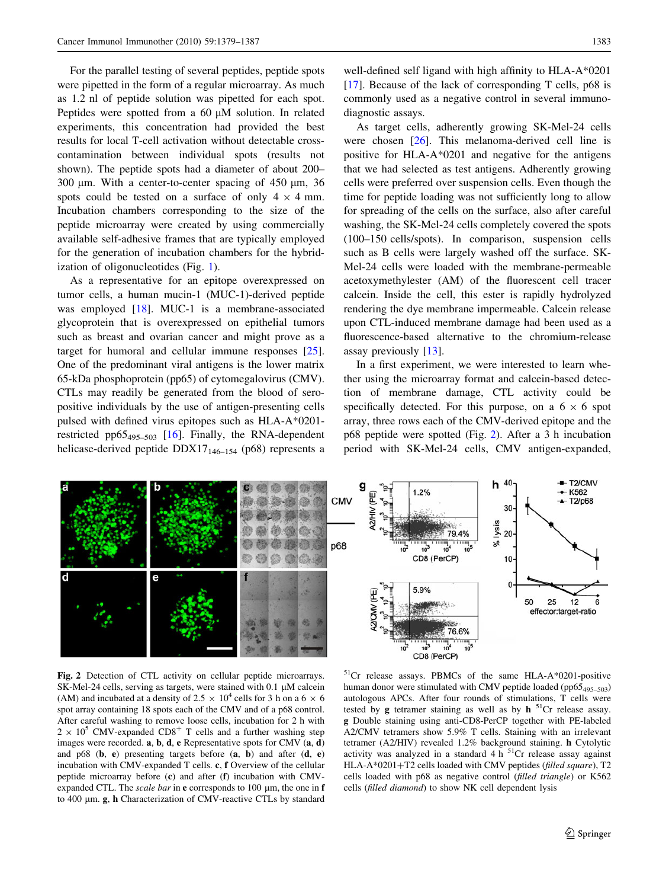For the parallel testing of several peptides, peptide spots were pipetted in the form of a regular microarray. As much as 1.2 nl of peptide solution was pipetted for each spot. Peptides were spotted from a 60 μM solution. In related experiments, this concentration had provided the best results for local T-cell activation without detectable cross-contamination between individual spots (results not shown). The peptide spots had a diameter of about 200–300 μm. With a center-to-center spacing of 450 μm, 36 spots could be tested on a surface of only 4 × 4 mm. Incubation chambers corresponding to the size of the peptide microarray were created by using commercially available self-adhesive frames that are typically employed for the generation of incubation chambers for the hybridization of oligonucleotides (Fig. 1).

As a representative for an epitope overexpressed on tumor cells, a human mucin-1 (MUC-1)-derived peptide was employed [18]. MUC-1 is a membrane-associated glycoprotein that is overexpressed on epithelial tumors such as breast and ovarian cancer and might prove as a target for humoral and cellular immune responses [25]. One of the predominant viral antigens is the lower matrix 65-kDa phosphoprotein (pp65) of cytomegalovirus (CMV). CTLs may readily be generated from the blood of seropositive individuals by the use of antigen-presenting cells pulsed with defined virus epitopes such as HLA-A*0201-restricted $pp65_{495–503}$ [16]. Finally, the RNA-dependent helicase-derived peptide $DDX17_{146–154}$ (p68) represents a well-defined self ligand with high affinity to HLA-A*0201 [17]. Because of the lack of corresponding T cells, p68 is commonly used as a negative control in several immunodiagnostic assays.

As target cells, adherently growing SK-Mel-24 cells were chosen [26]. This melanoma-derived cell line is positive for HLA-A*0201 and negative for the antigens that we had selected as test antigens. Adherently growing cells were preferred over suspension cells. Even though the time for peptide loading was not sufficiently long to allow for spreading of the cells on the surface, also after careful washing, the SK-Mel-24 cells completely covered the spots (100–150 cells/spots). In comparison, suspension cells such as B cells were largely washed off the surface. SK-Mel-24 cells were loaded with the membrane-permeable acetoxymethylester (AM) of the fluorescent cell tracer calcein. Inside the cell, this ester is rapidly hydrolyzed rendering the dye membrane impermeable. Calcein release upon CTL-induced membrane damage had been used as a fluorescence-based alternative to the chromium-release assay previously [13].

In a first experiment, we were interested to learn whether using the microarray format and calcein-based detection of membrane damage, CTL activity could be specifically detected. For this purpose, on a 6 × 6 spot array, three rows each of the CMV-derived epitope and the p68 peptide were spotted (Fig. 2). After a 3 h incubation period with SK-Mel-24 cells, CMV antigen-expanded,

**Fig. 2** Detection of CTL activity on cellular peptide microarrays. SK-Mel-24 cells, serving as targets, were stained with 0.1 μM calcein (AM) and incubated at a density of $2.5 \times 10^4$ cells for 3 h on a 6 × 6 spot array containing 18 spots each of the CMV and of a p68 control. After careful washing to remove loose cells, incubation for 2 h with $2 \times 10^5$ CMV-expanded $CD8^+$ T cells and a further washing step images were recorded. **a**, **b**, **d**, **e** Representative spots for CMV (**a**, **d**) and p68 (**b**, **e**) presenting targets before (**a**, **b**) and after (**d**, **e**) incubation with CMV-expanded T cells. **c**, **f** Overview of the cellular peptide microarray before (**c**) and after (**f**) incubation with CMV-expanded CTL. The *scale bar* in **e** corresponds to 100 μm, the one in **f** to 400 μm. **g**, **h** Characterization of CMV-reactive CTLs by standard $^{51}Cr$ release assays. PBMCs of the same HLA-A*0201-positive human donor were stimulated with CMV peptide loaded ($pp65_{495–503}$) autologous APCs. After four rounds of stimulations, T cells were tested by **g** tetramer staining as well as by **h** $^{51}Cr$ release assay. **g** Double staining using anti-CD8-PerCP together with PE-labeled A2/CMV tetramers show 5.9% T cells. Staining with an irrelevant tetramer (A2/HIV) revealed 1.2% background staining. **h** Cytolytic activity was analyzed in a standard 4 h $^{51}Cr$ release assay against HLA-A*0201+T2 cells loaded with CMV peptides (*filled square*), T2 cells loaded with p68 as negative control (*filled triangle*) or K562 cells (*filled diamond*) to show NK cell dependent lysis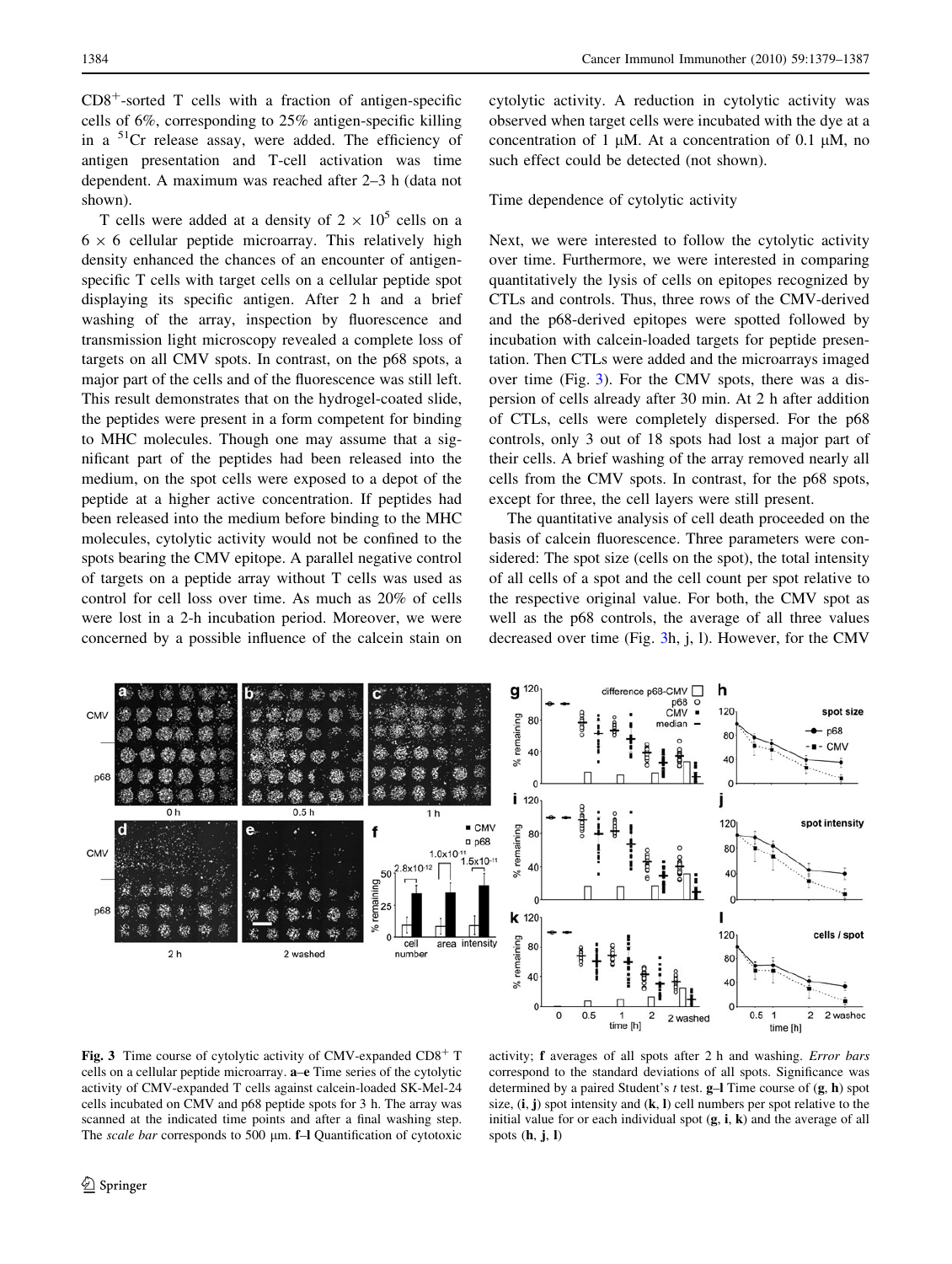CD8$^+$-sorted T cells with a fraction of antigen-specific cells of 6%, corresponding to 25% antigen-specific killing in a $^{51}$Cr release assay, were added. The efficiency of antigen presentation and T-cell activation was time dependent. A maximum was reached after 2–3 h (data not shown).

T cells were added at a density of $2 \times 10^5$ cells on a $6 \times 6$ cellular peptide microarray. This relatively high density enhanced the chances of an encounter of antigen-specific T cells with target cells on a cellular peptide spot displaying its specific antigen. After 2 h and a brief washing of the array, inspection by fluorescence and transmission light microscopy revealed a complete loss of targets on all CMV spots. In contrast, on the p68 spots, a major part of the cells and of the fluorescence was still left. This result demonstrates that on the hydrogel-coated slide, the peptides were present in a form competent for binding to MHC molecules. Though one may assume that a significant part of the peptides had been released into the medium, on the spot cells were exposed to a depot of the peptide at a higher active concentration. If peptides had been released into the medium before binding to the MHC molecules, cytolytic activity would not be confined to the spots bearing the CMV epitope. A parallel negative control of targets on a peptide array without T cells was used as control for cell loss over time. As much as 20% of cells were lost in a 2-h incubation period. Moreover, we were concerned by a possible influence of the calcein stain on cytolytic activity. A reduction in cytolytic activity was observed when target cells were incubated with the dye at a concentration of 1 μM. At a concentration of 0.1 μM, no such effect could be detected (not shown).

### Time dependence of cytolytic activity

Next, we were interested to follow the cytolytic activity over time. Furthermore, we were interested in comparing quantitatively the lysis of cells on epitopes recognized by CTLs and controls. Thus, three rows of the CMV-derived and the p68-derived epitopes were spotted followed by incubation with calcein-loaded targets for peptide presentation. Then CTLs were added and the microarrays imaged over time (Fig. 3). For the CMV spots, there was a dispersion of cells already after 30 min. At 2 h after addition of CTLs, cells were completely dispersed. For the p68 controls, only 3 out of 18 spots had lost a major part of their cells. A brief washing of the array removed nearly all cells from the CMV spots. In contrast, for the p68 spots, except for three, the cell layers were still present.

The quantitative analysis of cell death proceeded on the basis of calcein fluorescence. Three parameters were considered: The spot size (cells on the spot), the total intensity of all cells of a spot and the cell count per spot relative to the respective original value. For both, the CMV spot as well as the p68 controls, the average of all three values decreased over time (Fig. 3h, j, l). However, for the CMV

**Fig. 3** Time course of cytolytic activity of CMV-expanded CD8$^+$ T cells on a cellular peptide microarray. **a–e** Time series of the cytolytic activity of CMV-expanded T cells against calcein-loaded SK-Mel-24 cells incubated on CMV and p68 peptide spots for 3 h. The array was scanned at the indicated time points and after a final washing step. The *scale bar* corresponds to 500 μm. **f–l** Quantification of cytotoxic activity; **f** averages of all spots after 2 h and washing. *Error bars* correspond to the standard deviations of all spots. Significance was determined by a paired Student's *t* test. **g–l** Time course of (**g**, **h**) spot size, (**i**, **j**) spot intensity and (**k**, **l**) cell numbers per spot relative to the initial value for or each individual spot (**g**, **i**, **k**) and the average of all spots (**h**, **j**, **l**)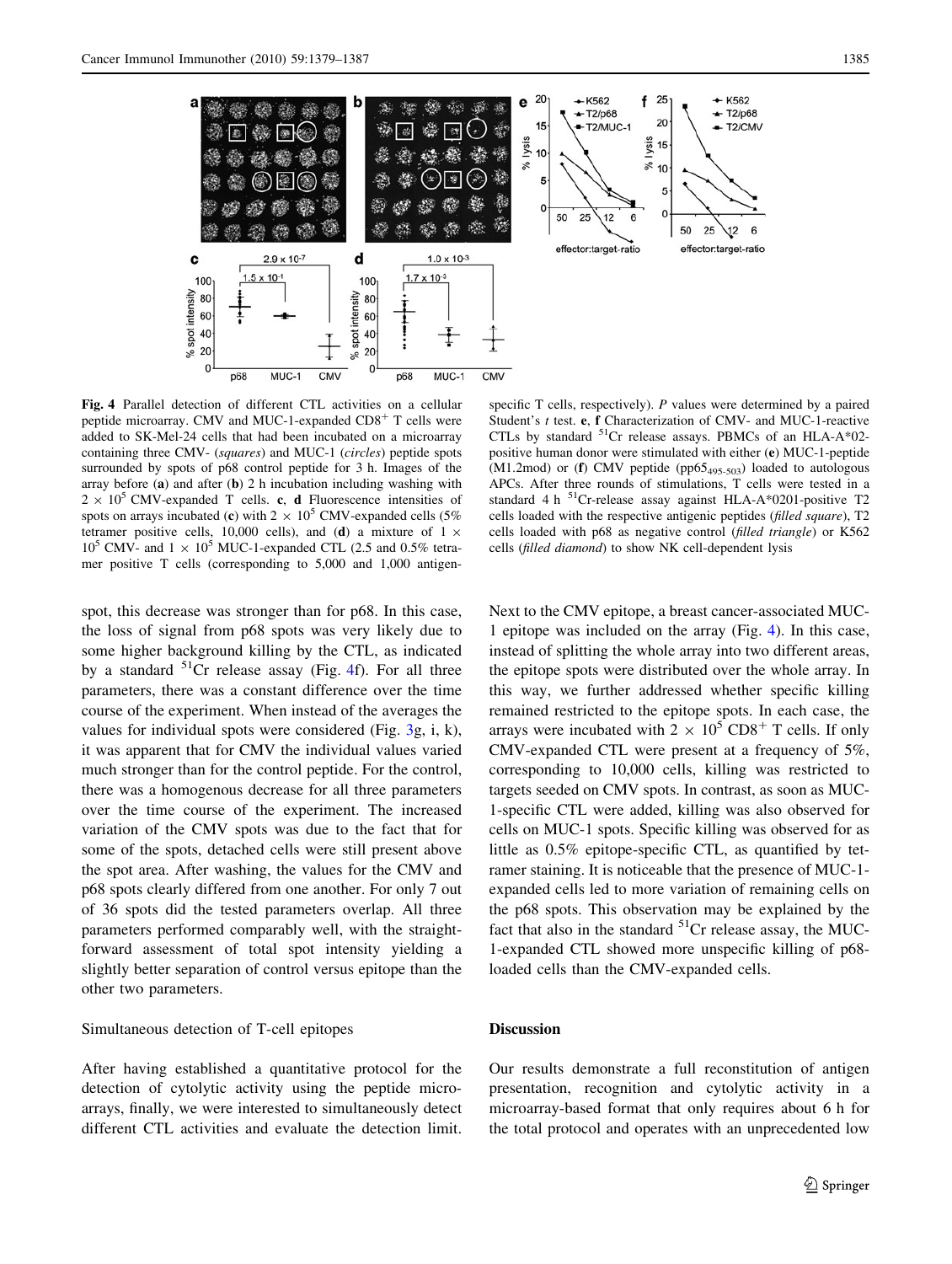Fig. 4 Parallel detection of different CTL activities on a cellular peptide microarray. CMV and MUC-1-expanded $CD8^+$ T cells were added to SK-Mel-24 cells that had been incubated on a microarray containing three CMV- (*squares*) and MUC-1 (*circles*) peptide spots surrounded by spots of p68 control peptide for 3 h. Images of the array before (**a**) and after (**b**) 2 h incubation including washing with $2 \times 10^5$ CMV-expanded T cells. **c**, **d** Fluorescence intensities of spots on arrays incubated (**c**) with $2 \times 10^5$ CMV-expanded cells (5% tetramer positive cells, 10,000 cells), and (**d**) a mixture of $1 \times 10^5$ CMV- and $1 \times 10^5$ MUC-1-expanded CTL (2.5 and 0.5% tetramer positive T cells (corresponding to 5,000 and 1,000 antigen-specific T cells, respectively). *P* values were determined by a paired Student's *t* test. **e**, **f** Characterization of CMV- and MUC-1-reactive CTLs by standard $^{51}Cr$ release assays. PBMCs of an HLA-A*02-positive human donor were stimulated with either (**e**) MUC-1-peptide (M1.2mod) or (**f**) CMV peptide ($pp65_{495\text{-}503}$) loaded to autologous APCs. After three rounds of stimulations, T cells were tested in a standard 4 h $^{51}Cr$-release assay against HLA-A*0201-positive T2 cells loaded with the respective antigenic peptides (*filled square*), T2 cells loaded with p68 as negative control (*filled triangle*) or K562 cells (*filled diamond*) to show NK cell-dependent lysis

spot, this decrease was stronger than for p68. In this case, the loss of signal from p68 spots was very likely due to some higher background killing by the CTL, as indicated by a standard $^{51}Cr$ release assay (Fig. 4f). For all three parameters, there was a constant difference over the time course of the experiment. When instead of the averages the values for individual spots were considered (Fig. 3g, i, k), it was apparent that for CMV the individual values varied much stronger than for the control peptide. For the control, there was a homogenous decrease for all three parameters over the time course of the experiment. The increased variation of the CMV spots was due to the fact that for some of the spots, detached cells were still present above the spot area. After washing, the values for the CMV and p68 spots clearly differed from one another. For only 7 out of 36 spots did the tested parameters overlap. All three parameters performed comparably well, with the straightforward assessment of total spot intensity yielding a slightly better separation of control versus epitope than the other two parameters.

### Simultaneous detection of T-cell epitopes

After having established a quantitative protocol for the detection of cytolytic activity using the peptide microarrays, finally, we were interested to simultaneously detect different CTL activities and evaluate the detection limit. Next to the CMV epitope, a breast cancer-associated MUC-1 epitope was included on the array (Fig. 4). In this case, instead of splitting the whole array into two different areas, the epitope spots were distributed over the whole array. In this way, we further addressed whether specific killing remained restricted to the epitope spots. In each case, the arrays were incubated with $2 \times 10^5$ $CD8^+$ T cells. If only CMV-expanded CTL were present at a frequency of 5%, corresponding to 10,000 cells, killing was restricted to targets seeded on CMV spots. In contrast, as soon as MUC-1-specific CTL were added, killing was also observed for cells on MUC-1 spots. Specific killing was observed for as little as 0.5% epitope-specific CTL, as quantified by tetramer staining. It is noticeable that the presence of MUC-1-expanded cells led to more variation of remaining cells on the p68 spots. This observation may be explained by the fact that also in the standard $^{51}Cr$ release assay, the MUC-1-expanded CTL showed more unspecific killing of p68-loaded cells than the CMV-expanded cells.

## Discussion

Our results demonstrate a full reconstitution of antigen presentation, recognition and cytolytic activity in a microarray-based format that only requires about 6 h for the total protocol and operates with an unprecedented low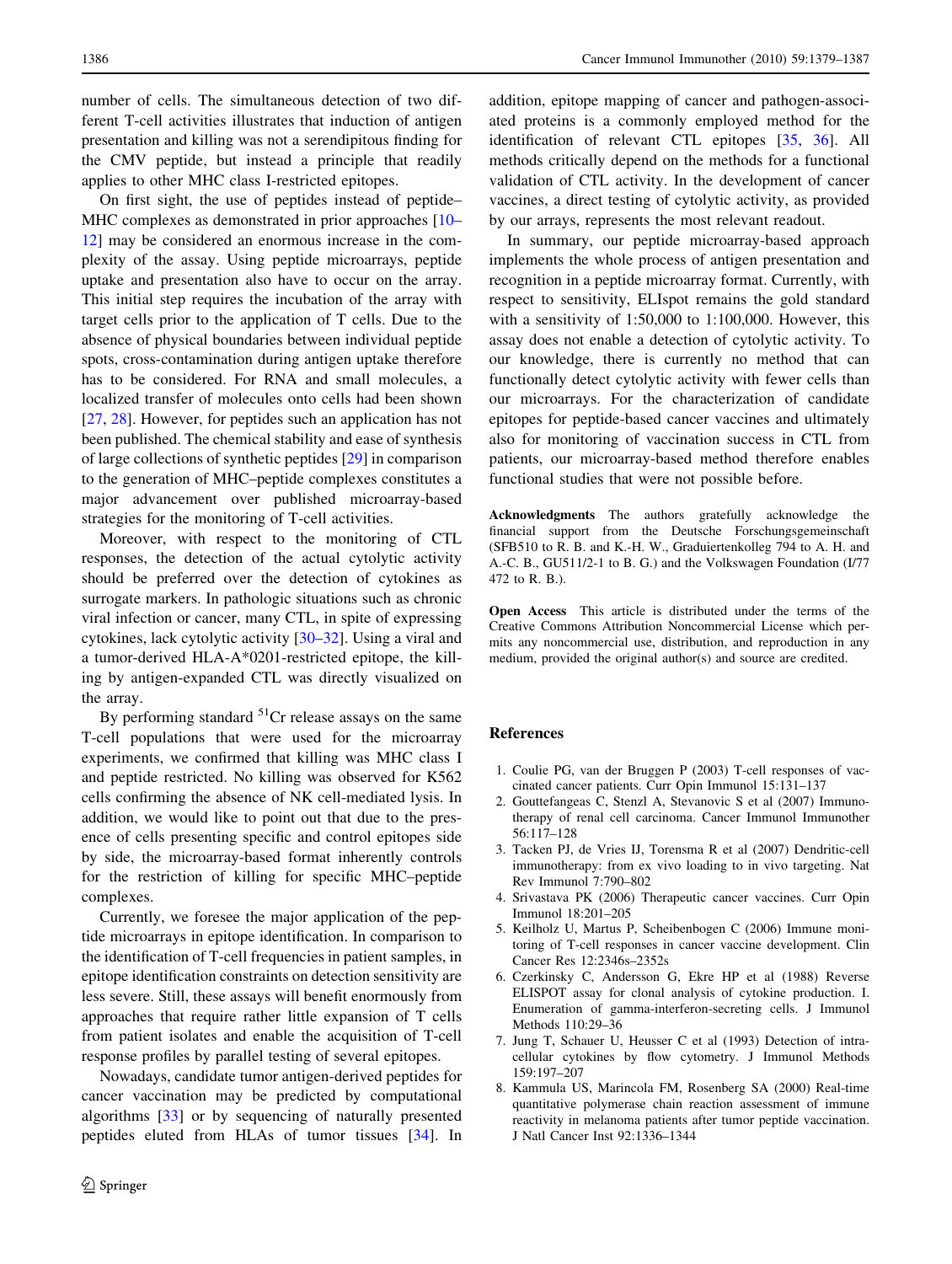number of cells. The simultaneous detection of two different T-cell activities illustrates that induction of antigen presentation and killing was not a serendipitous finding for the CMV peptide, but instead a principle that readily applies to other MHC class I-restricted epitopes.

On first sight, the use of peptides instead of peptide–MHC complexes as demonstrated in prior approaches [10–12] may be considered an enormous increase in the complexity of the assay. Using peptide microarrays, peptide uptake and presentation also have to occur on the array. This initial step requires the incubation of the array with target cells prior to the application of T cells. Due to the absence of physical boundaries between individual peptide spots, cross-contamination during antigen uptake therefore has to be considered. For RNA and small molecules, a localized transfer of molecules onto cells had been shown [27, 28]. However, for peptides such an application has not been published. The chemical stability and ease of synthesis of large collections of synthetic peptides [29] in comparison to the generation of MHC–peptide complexes constitutes a major advancement over published microarray-based strategies for the monitoring of T-cell activities.

Moreover, with respect to the monitoring of CTL responses, the detection of the actual cytolytic activity should be preferred over the detection of cytokines as surrogate markers. In pathologic situations such as chronic viral infection or cancer, many CTL, in spite of expressing cytokines, lack cytolytic activity [30–32]. Using a viral and a tumor-derived HLA-A*0201-restricted epitope, the killing by antigen-expanded CTL was directly visualized on the array.

By performing standard $^{51}$Cr release assays on the same T-cell populations that were used for the microarray experiments, we confirmed that killing was MHC class I and peptide restricted. No killing was observed for K562 cells confirming the absence of NK cell-mediated lysis. In addition, we would like to point out that due to the presence of cells presenting specific and control epitopes side by side, the microarray-based format inherently controls for the restriction of killing for specific MHC–peptide complexes.

Currently, we foresee the major application of the peptide microarrays in epitope identification. In comparison to the identification of T-cell frequencies in patient samples, in epitope identification constraints on detection sensitivity are less severe. Still, these assays will benefit enormously from approaches that require rather little expansion of T cells from patient isolates and enable the acquisition of T-cell response profiles by parallel testing of several epitopes.

Nowadays, candidate tumor antigen-derived peptides for cancer vaccination may be predicted by computational algorithms [33] or by sequencing of naturally presented peptides eluted from HLAs of tumor tissues [34]. In addition, epitope mapping of cancer and pathogen-associated proteins is a commonly employed method for the identification of relevant CTL epitopes [35, 36]. All methods critically depend on the methods for a functional validation of CTL activity. In the development of cancer vaccines, a direct testing of cytolytic activity, as provided by our arrays, represents the most relevant readout.

In summary, our peptide microarray-based approach implements the whole process of antigen presentation and recognition in a peptide microarray format. Currently, with respect to sensitivity, ELIspot remains the gold standard with a sensitivity of 1:50,000 to 1:100,000. However, this assay does not enable a detection of cytolytic activity. To our knowledge, there is currently no method that can functionally detect cytolytic activity with fewer cells than our microarrays. For the characterization of candidate epitopes for peptide-based cancer vaccines and ultimately also for monitoring of vaccination success in CTL from patients, our microarray-based method therefore enables functional studies that were not possible before.

**Acknowledgments** The authors gratefully acknowledge the financial support from the Deutsche Forschungsgemeinschaft (SFB510 to R. B. and K.-H. W., Graduiertenkolleg 794 to A. H. and A.-C. B., GU511/2-1 to B. G.) and the Volkswagen Foundation (I/77 472 to R. B.).

**Open Access** This article is distributed under the terms of the Creative Commons Attribution Noncommercial License which permits any noncommercial use, distribution, and reproduction in any medium, provided the original author(s) and source are credited.

## References

1. Coulie PG, van der Bruggen P (2003) T-cell responses of vaccinated cancer patients. Curr Opin Immunol 15:131–137
2. Gouttefangeas C, Stenzl A, Stevanovic S et al (2007) Immunotherapy of renal cell carcinoma. Cancer Immunol Immunother 56:117–128
3. Tacken PJ, de Vries IJ, Torensma R et al (2007) Dendritic-cell immunotherapy: from ex vivo loading to in vivo targeting. Nat Rev Immunol 7:790–802
4. Srivastava PK (2006) Therapeutic cancer vaccines. Curr Opin Immunol 18:201–205
5. Keilholz U, Martus P, Scheibenbogen C (2006) Immune monitoring of T-cell responses in cancer vaccine development. Clin Cancer Res 12:2346s–2352s
6. Czerkinsky C, Andersson G, Ekre HP et al (1988) Reverse ELISPOT assay for clonal analysis of cytokine production. I. Enumeration of gamma-interferon-secreting cells. J Immunol Methods 110:29–36
7. Jung T, Schauer U, Heusser C et al (1993) Detection of intracellular cytokines by flow cytometry. J Immunol Methods 159:197–207
8. Kammula US, Marincola FM, Rosenberg SA (2000) Real-time quantitative polymerase chain reaction assessment of immune reactivity in melanoma patients after tumor peptide vaccination. J Natl Cancer Inst 92:1336–1344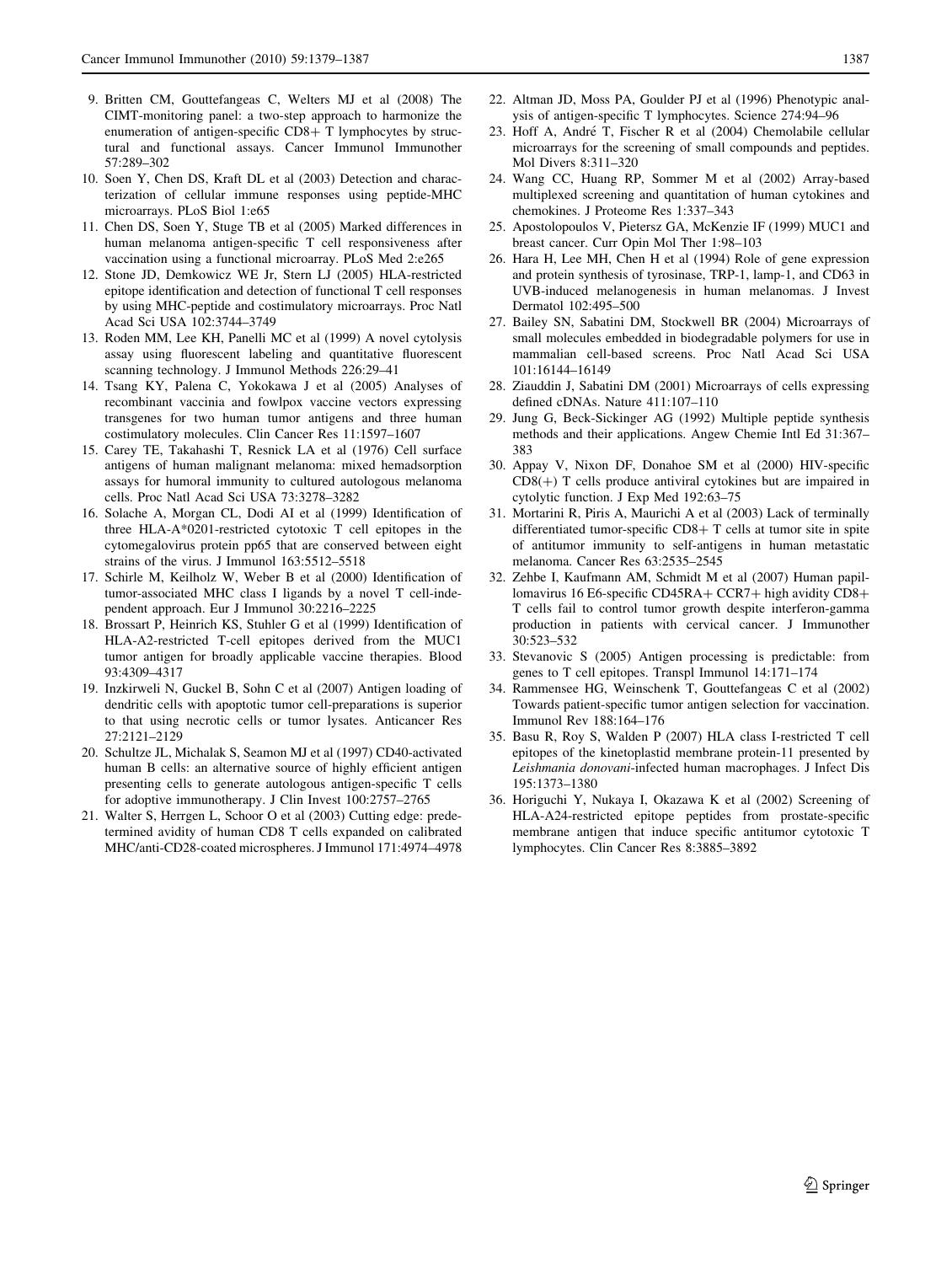9. Britten CM, Gouttefangeas C, Welters MJ et al (2008) The CIMT-monitoring panel: a two-step approach to harmonize the enumeration of antigen-specific CD8+ T lymphocytes by structural and functional assays. Cancer Immunol Immunother 57:289–302
10. Soen Y, Chen DS, Kraft DL et al (2003) Detection and characterization of cellular immune responses using peptide-MHC microarrays. PLoS Biol 1:e65
11. Chen DS, Soen Y, Stuge TB et al (2005) Marked differences in human melanoma antigen-specific T cell responsiveness after vaccination using a functional microarray. PLoS Med 2:e265
12. Stone JD, Demkowicz WE Jr, Stern LJ (2005) HLA-restricted epitope identification and detection of functional T cell responses by using MHC-peptide and costimulatory microarrays. Proc Natl Acad Sci USA 102:3744–3749
13. Roden MM, Lee KH, Panelli MC et al (1999) A novel cytolysis assay using fluorescent labeling and quantitative fluorescent scanning technology. J Immunol Methods 226:29–41
14. Tsang KY, Palena C, Yokokawa J et al (2005) Analyses of recombinant vaccinia and fowlpox vaccine vectors expressing transgenes for two human tumor antigens and three human costimulatory molecules. Clin Cancer Res 11:1597–1607
15. Carey TE, Takahashi T, Resnick LA et al (1976) Cell surface antigens of human malignant melanoma: mixed hemadsorption assays for humoral immunity to cultured autologous melanoma cells. Proc Natl Acad Sci USA 73:3278–3282
16. Solache A, Morgan CL, Dodi AI et al (1999) Identification of three HLA-A*0201-restricted cytotoxic T cell epitopes in the cytomegalovirus protein pp65 that are conserved between eight strains of the virus. J Immunol 163:5512–5518
17. Schirle M, Keilholz W, Weber B et al (2000) Identification of tumor-associated MHC class I ligands by a novel T cell-independent approach. Eur J Immunol 30:2216–2225
18. Brossart P, Heinrich KS, Stuhler G et al (1999) Identification of HLA-A2-restricted T-cell epitopes derived from the MUC1 tumor antigen for broadly applicable vaccine therapies. Blood 93:4309–4317
19. Inzkirweli N, Guckel B, Sohn C et al (2007) Antigen loading of dendritic cells with apoptotic tumor cell-preparations is superior to that using necrotic cells or tumor lysates. Anticancer Res 27:2121–2129
20. Schultze JL, Michalak S, Seamon MJ et al (1997) CD40-activated human B cells: an alternative source of highly efficient antigen presenting cells to generate autologous antigen-specific T cells for adoptive immunotherapy. J Clin Invest 100:2757–2765
21. Walter S, Herrgen L, Schoor O et al (2003) Cutting edge: predetermined avidity of human CD8 T cells expanded on calibrated MHC/anti-CD28-coated microspheres. J Immunol 171:4974–4978
22. Altman JD, Moss PA, Goulder PJ et al (1996) Phenotypic analysis of antigen-specific T lymphocytes. Science 274:94–96
23. Hoff A, André T, Fischer R et al (2004) Chemolabile cellular microarrays for the screening of small compounds and peptides. Mol Divers 8:311–320
24. Wang CC, Huang RP, Sommer M et al (2002) Array-based multiplexed screening and quantitation of human cytokines and chemokines. J Proteome Res 1:337–343
25. Apostolopoulos V, Pietersz GA, McKenzie IF (1999) MUC1 and breast cancer. Curr Opin Mol Ther 1:98–103
26. Hara H, Lee MH, Chen H et al (1994) Role of gene expression and protein synthesis of tyrosinase, TRP-1, lamp-1, and CD63 in UVB-induced melanogenesis in human melanomas. J Invest Dermatol 102:495–500
27. Bailey SN, Sabatini DM, Stockwell BR (2004) Microarrays of small molecules embedded in biodegradable polymers for use in mammalian cell-based screens. Proc Natl Acad Sci USA 101:16144–16149
28. Ziauddin J, Sabatini DM (2001) Microarrays of cells expressing defined cDNAs. Nature 411:107–110
29. Jung G, Beck-Sickinger AG (1992) Multiple peptide synthesis methods and their applications. Angew Chemie Intl Ed 31:367–383
30. Appay V, Nixon DF, Donahoe SM et al (2000) HIV-specific CD8(+) T cells produce antiviral cytokines but are impaired in cytolytic function. J Exp Med 192:63–75
31. Mortarini R, Piris A, Maurichi A et al (2003) Lack of terminally differentiated tumor-specific CD8+ T cells at tumor site in spite of antitumor immunity to self-antigens in human metastatic melanoma. Cancer Res 63:2535–2545
32. Zehbe I, Kaufmann AM, Schmidt M et al (2007) Human papillomavirus 16 E6-specific CD45RA+ CCR7+ high avidity CD8+ T cells fail to control tumor growth despite interferon-gamma production in patients with cervical cancer. J Immunother 30:523–532
33. Stevanovic S (2005) Antigen processing is predictable: from genes to T cell epitopes. Transpl Immunol 14:171–174
34. Rammensee HG, Weinschenk T, Gouttefangeas C et al (2002) Towards patient-specific tumor antigen selection for vaccination. Immunol Rev 188:164–176
35. Basu R, Roy S, Walden P (2007) HLA class I-restricted T cell epitopes of the kinetoplastid membrane protein-11 presented by *Leishmania donovani*-infected human macrophages. J Infect Dis 195:1373–1380
36. Horiguchi Y, Nukaya I, Okazawa K et al (2002) Screening of HLA-A24-restricted epitope peptides from prostate-specific membrane antigen that induce specific antitumor cytotoxic T lymphocytes. Clin Cancer Res 8:3885–3892